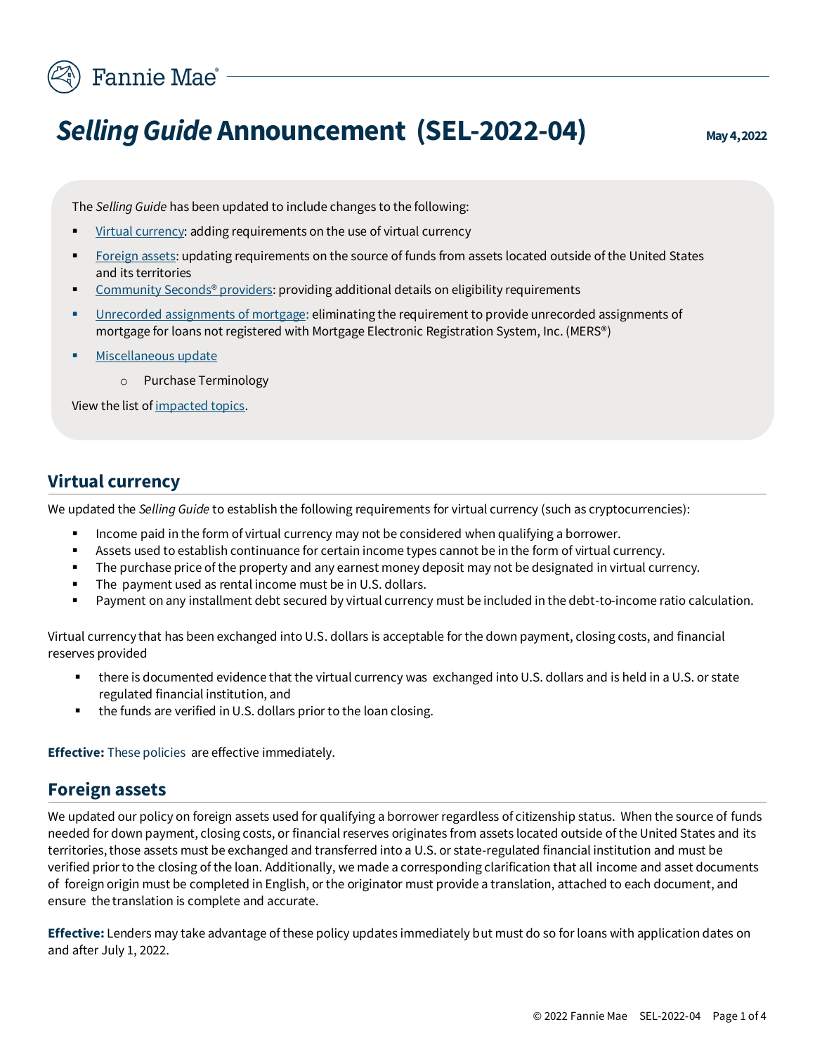Fannie Mae

# *Selling Guide* Announcement (SEL-2022-04)

**May 4, 2022**

The *Selling Guide* has been updated to include changes to the following:

- Virtual currency: adding requirements on the use of virtual currency
- Foreign assets: updating requirements on the source of funds from assets located outside of the United States and its territories
- Community Seconds® providers: providing additional details on eligibility requirements
- Unrecorded assignments of mortgage: eliminating the requirement to provide unrecorded assignments of mortgage for loans not registered with Mortgage Electronic Registration System, Inc. (MERS®)
- Miscellaneous update
    - Purchase Terminology

View the list of impacted topics.

## Virtual currency

We updated the *Selling Guide* to establish the following requirements for virtual currency (such as cryptocurrencies):

- Income paid in the form of virtual currency may not be considered when qualifying a borrower.
- Assets used to establish continuance for certain income types cannot be in the form of virtual currency.
- The purchase price of the property and any earnest money deposit may not be designated in virtual currency.
- The payment used as rental income must be in U.S. dollars.
- Payment on any installment debt secured by virtual currency must be included in the debt-to-income ratio calculation.

Virtual currency that has been exchanged into U.S. dollars is acceptable for the down payment, closing costs, and financial reserves provided

- there is documented evidence that the virtual currency was exchanged into U.S. dollars and is held in a U.S. or state regulated financial institution, and
- the funds are verified in U.S. dollars prior to the loan closing.

**Effective:** These policies are effective immediately.

## Foreign assets

We updated our policy on foreign assets used for qualifying a borrower regardless of citizenship status. When the source of funds needed for down payment, closing costs, or financial reserves originates from assets located outside of the United States and its territories, those assets must be exchanged and transferred into a U.S. or state-regulated financial institution and must be verified prior to the closing of the loan. Additionally, we made a corresponding clarification that all income and asset documents of foreign origin must be completed in English, or the originator must provide a translation, attached to each document, and ensure the translation is complete and accurate.

**Effective:** Lenders may take advantage of these policy updates immediately but must do so for loans with application dates on and after July 1, 2022.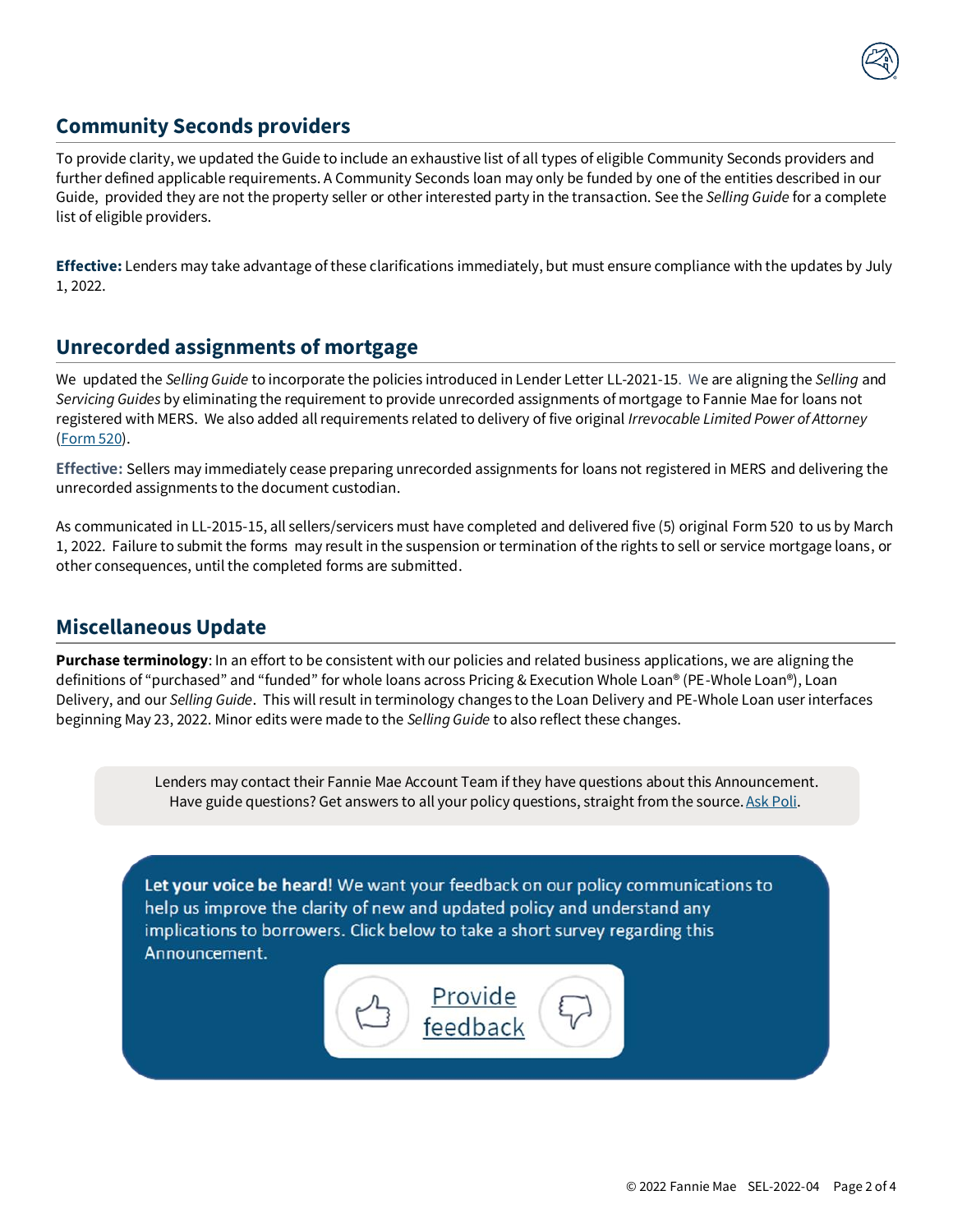## Community Seconds providers

To provide clarity, we updated the Guide to include an exhaustive list of all types of eligible Community Seconds providers and further defined applicable requirements. A Community Seconds loan may only be funded by one of the entities described in our Guide, provided they are not the property seller or other interested party in the transaction. See the *Selling Guide* for a complete list of eligible providers.

**Effective:** Lenders may take advantage of these clarifications immediately, but must ensure compliance with the updates by July 1, 2022.

## Unrecorded assignments of mortgage

We updated the *Selling Guide* to incorporate the policies introduced in Lender Letter LL-2021-15. We are aligning the *Selling* and *Servicing Guides* by eliminating the requirement to provide unrecorded assignments of mortgage to Fannie Mae for loans not registered with MERS. We also added all requirements related to delivery of five original *Irrevocable Limited Power of Attorney* (Form 520).

**Effective:** Sellers may immediately cease preparing unrecorded assignments for loans not registered in MERS and delivering the unrecorded assignments to the document custodian.

As communicated in LL-2015-15, all sellers/servicers must have completed and delivered five (5) original Form 520 to us by March 1, 2022. Failure to submit the forms may result in the suspension or termination of the rights to sell or service mortgage loans, or other consequences, until the completed forms are submitted.

## Miscellaneous Update

**Purchase terminology**: In an effort to be consistent with our policies and related business applications, we are aligning the definitions of "purchased" and "funded" for whole loans across Pricing & Execution Whole Loan® (PE-Whole Loan®), Loan Delivery, and our *Selling Guide*. This will result in terminology changes to the Loan Delivery and PE-Whole Loan user interfaces beginning May 23, 2022. Minor edits were made to the *Selling Guide* to also reflect these changes.

Lenders may contact their Fannie Mae Account Team if they have questions about this Announcement. Have guide questions? Get answers to all your policy questions, straight from the source. Ask Poli.

**Let your voice be heard!** We want your feedback on our policy communications to help us improve the clarity of new and updated policy and understand any implications to borrowers. Click below to take a short survey regarding this Announcement.

Provide feedback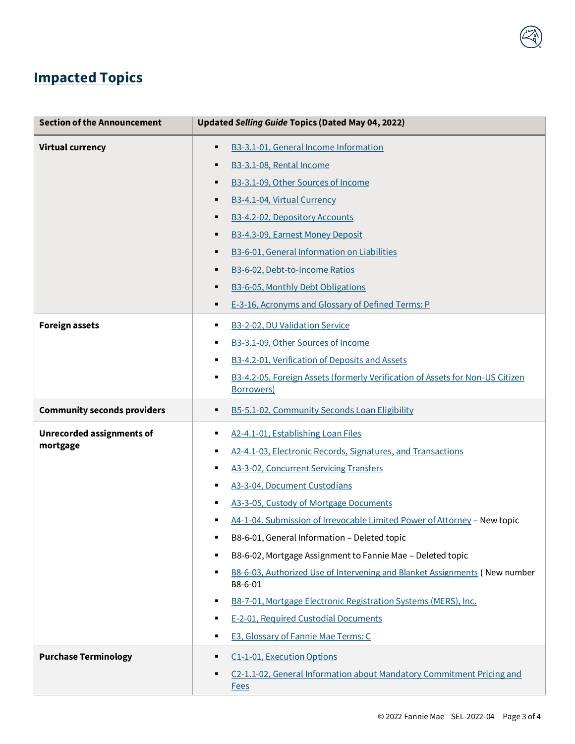## Impacted Topics

| Section of the Announcement | Updated *Selling Guide* Topics (Dated May 04, 2022) |
|---|---|
| **Virtual currency** | ▪ B3-3.1-01, General Income Information<br>▪ B3-3.1-08, Rental Income<br>▪ B3-3.1-09, Other Sources of Income<br>▪ B3-4.1-04, Virtual Currency<br>▪ B3-4.2-02, Depository Accounts<br>▪ B3-4.3-09, Earnest Money Deposit<br>▪ B3-6-01, General Information on Liabilities<br>▪ B3-6-02, Debt-to-Income Ratios<br>▪ B3-6-05, Monthly Debt Obligations<br>▪ E-3-16, Acronyms and Glossary of Defined Terms: P |
| **Foreign assets** | ▪ B3-2-02, DU Validation Service<br>▪ B3-3.1-09, Other Sources of Income<br>▪ B3-4.2-01, Verification of Deposits and Assets<br>▪ B3-4.2-05, Foreign Assets (formerly Verification of Assets for Non-US Citizen Borrowers) |
| **Community seconds providers** | ▪ B5-5.1-02, Community Seconds Loan Eligibility |
| **Unrecorded assignments of mortgage** | ▪ A2-4.1-01, Establishing Loan Files<br>▪ A2-4.1-03, Electronic Records, Signatures, and Transactions<br>▪ A3-3-02, Concurrent Servicing Transfers<br>▪ A3-3-04, Document Custodians<br>▪ A3-3-05, Custody of Mortgage Documents<br>▪ A4-1-04, Submission of Irrevocable Limited Power of Attorney – New topic<br>▪ B8-6-01, General Information – Deleted topic<br>▪ B8-6-02, Mortgage Assignment to Fannie Mae – Deleted topic<br>▪ B8-6-03, Authorized Use of Intervening and Blanket Assignments ( New number B8-6-01<br>▪ B8-7-01, Mortgage Electronic Registration Systems (MERS), Inc.<br>▪ E-2-01, Required Custodial Documents<br>▪ E3, Glossary of Fannie Mae Terms: C |
| **Purchase Terminology** | ▪ C1-1-01, Execution Options<br>▪ C2-1.1-02, General Information about Mandatory Commitment Pricing and Fees |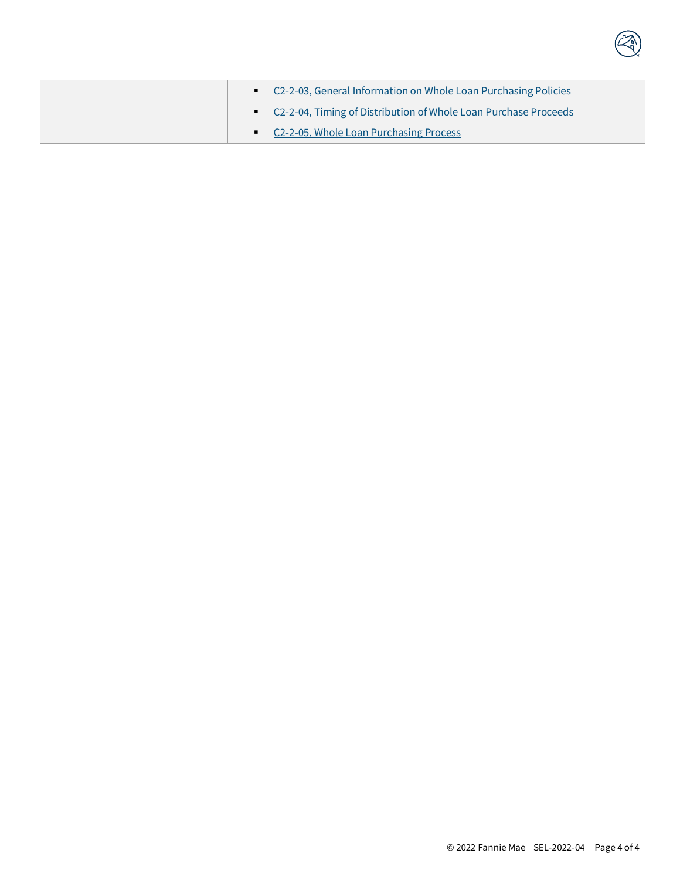| | |
|---|---|
| | - C2-2-03, General Information on Whole Loan Purchasing Policies<br>- C2-2-04, Timing of Distribution of Whole Loan Purchase Proceeds<br>- C2-2-05, Whole Loan Purchasing Process |